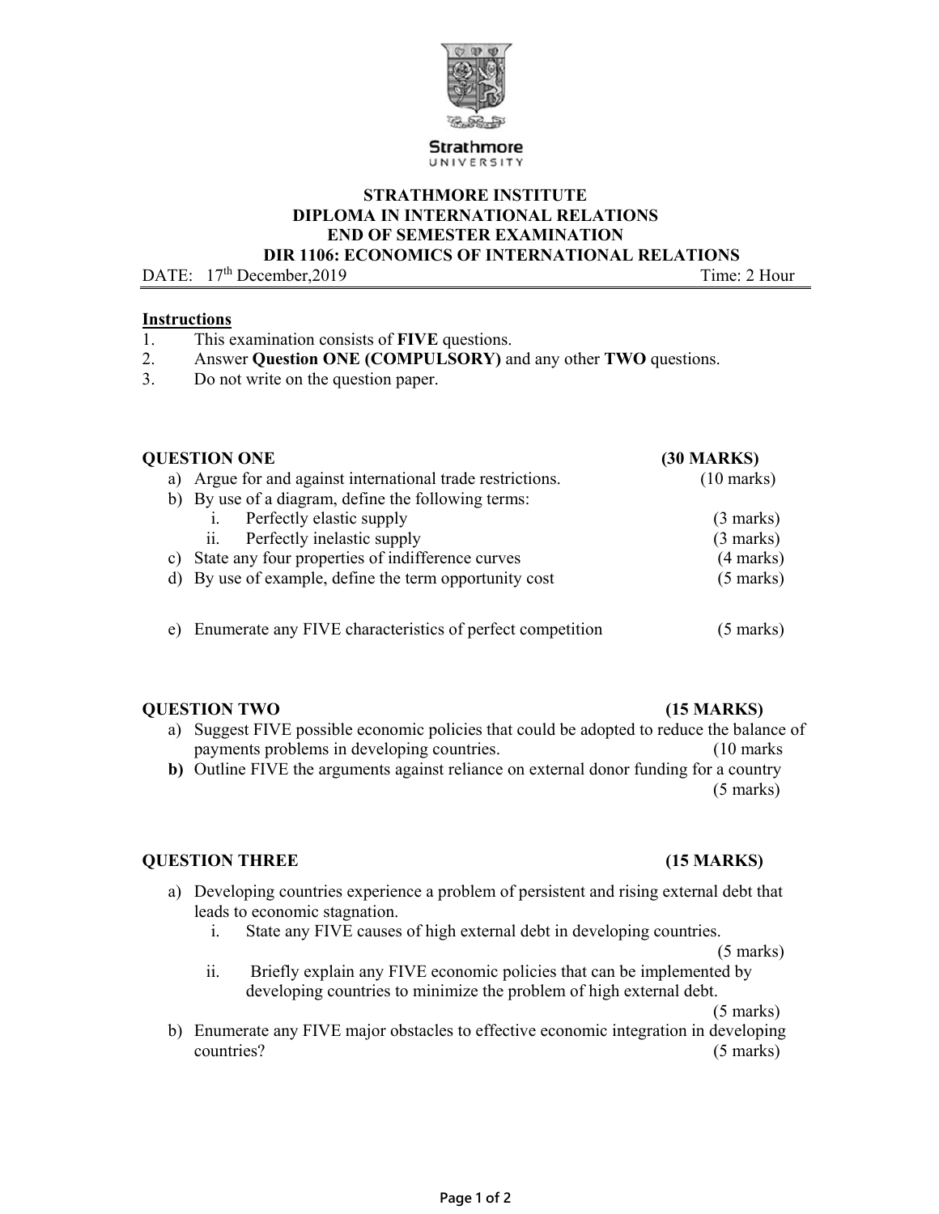Strathmore
UNIVERSITY

# STRATHMORE INSTITUTE
## DIPLOMA IN INTERNATIONAL RELATIONS
## END OF SEMESTER EXAMINATION
## DIR 1106: ECONOMICS OF INTERNATIONAL RELATIONS

DATE: 17th December,2019 Time: 2 Hour

**Instructions**

1. This examination consists of **FIVE** questions.
2. Answer **Question ONE (COMPULSORY)** and any other **TWO** questions.
3. Do not write on the question paper.

**QUESTION ONE (30 MARKS)**

a) Argue for and against international trade restrictions. (10 marks)

b) By use of a diagram, define the following terms:
   i. Perfectly elastic supply (3 marks)
   ii. Perfectly inelastic supply (3 marks)

c) State any four properties of indifference curves (4 marks)

d) By use of example, define the term opportunity cost (5 marks)

e) Enumerate any FIVE characteristics of perfect competition (5 marks)

**QUESTION TWO (15 MARKS)**

a) Suggest FIVE possible economic policies that could be adopted to reduce the balance of payments problems in developing countries. (10 marks

**b)** Outline FIVE the arguments against reliance on external donor funding for a country (5 marks)

**QUESTION THREE (15 MARKS)**

a) Developing countries experience a problem of persistent and rising external debt that leads to economic stagnation.
   i. State any FIVE causes of high external debt in developing countries. (5 marks)
   ii. Briefly explain any FIVE economic policies that can be implemented by developing countries to minimize the problem of high external debt. (5 marks)

b) Enumerate any FIVE major obstacles to effective economic integration in developing countries? (5 marks)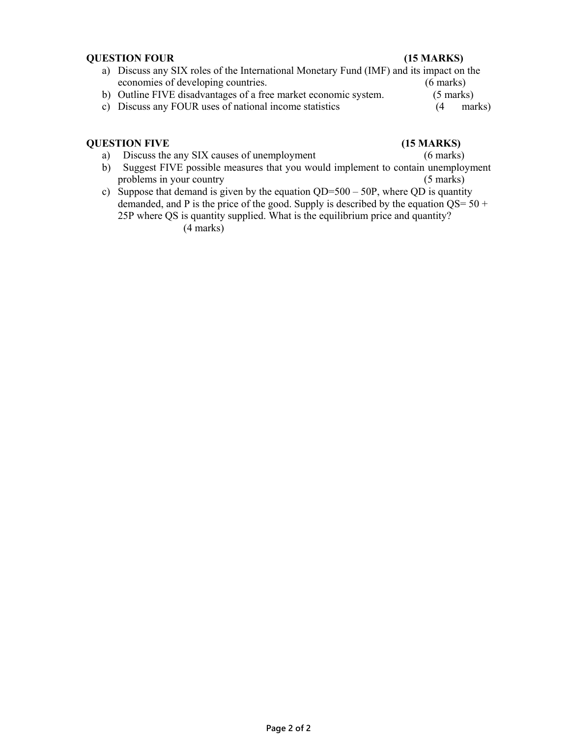**QUESTION FOUR (15 MARKS)**

a) Discuss any SIX roles of the International Monetary Fund (IMF) and its impact on the economies of developing countries. (6 marks)

b) Outline FIVE disadvantages of a free market economic system. (5 marks)

c) Discuss any FOUR uses of national income statistics (4 marks)

**QUESTION FIVE (15 MARKS)**

a) Discuss the any SIX causes of unemployment (6 marks)

b) Suggest FIVE possible measures that you would implement to contain unemployment problems in your country (5 marks)

c) Suppose that demand is given by the equation $QD=500 – 50P$, where QD is quantity demanded, and P is the price of the good. Supply is described by the equation $QS= 50 + 25P$ where QS is quantity supplied. What is the equilibrium price and quantity? (4 marks)